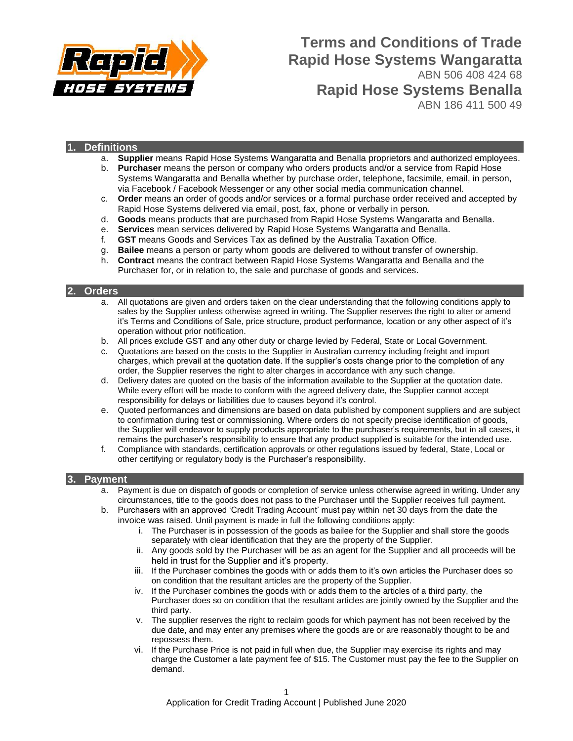# Terms and Conditions of Trade

## Rapid Hose Systems Wangaratta

ABN 506 408 424 68

## Rapid Hose Systems Benalla

ABN 186 411 500 49

## 1. Definitions

a. **Supplier** means Rapid Hose Systems Wangaratta and Benalla proprietors and authorized employees.
b. **Purchaser** means the person or company who orders products and/or a service from Rapid Hose Systems Wangaratta and Benalla whether by purchase order, telephone, facsimile, email, in person, via Facebook / Facebook Messenger or any other social media communication channel.
c. **Order** means an order of goods and/or services or a formal purchase order received and accepted by Rapid Hose Systems delivered via email, post, fax, phone or verbally in person.
d. **Goods** means products that are purchased from Rapid Hose Systems Wangaratta and Benalla.
e. **Services** mean services delivered by Rapid Hose Systems Wangaratta and Benalla.
f. **GST** means Goods and Services Tax as defined by the Australia Taxation Office.
g. **Bailee** means a person or party whom goods are delivered to without transfer of ownership.
h. **Contract** means the contract between Rapid Hose Systems Wangaratta and Benalla and the Purchaser for, or in relation to, the sale and purchase of goods and services.

## 2. Orders

a. All quotations are given and orders taken on the clear understanding that the following conditions apply to sales by the Supplier unless otherwise agreed in writing. The Supplier reserves the right to alter or amend it's Terms and Conditions of Sale, price structure, product performance, location or any other aspect of it's operation without prior notification.
b. All prices exclude GST and any other duty or charge levied by Federal, State or Local Government.
c. Quotations are based on the costs to the Supplier in Australian currency including freight and import charges, which prevail at the quotation date. If the supplier's costs change prior to the completion of any order, the Supplier reserves the right to alter charges in accordance with any such change.
d. Delivery dates are quoted on the basis of the information available to the Supplier at the quotation date. While every effort will be made to conform with the agreed delivery date, the Supplier cannot accept responsibility for delays or liabilities due to causes beyond it's control.
e. Quoted performances and dimensions are based on data published by component suppliers and are subject to confirmation during test or commissioning. Where orders do not specify precise identification of goods, the Supplier will endeavor to supply products appropriate to the purchaser's requirements, but in all cases, it remains the purchaser's responsibility to ensure that any product supplied is suitable for the intended use.
f. Compliance with standards, certification approvals or other regulations issued by federal, State, Local or other certifying or regulatory body is the Purchaser's responsibility.

## 3. Payment

a. Payment is due on dispatch of goods or completion of service unless otherwise agreed in writing. Under any circumstances, title to the goods does not pass to the Purchaser until the Supplier receives full payment.
b. Purchasers with an approved 'Credit Trading Account' must pay within net 30 days from the date the invoice was raised. Until payment is made in full the following conditions apply:
    i. The Purchaser is in possession of the goods as bailee for the Supplier and shall store the goods separately with clear identification that they are the property of the Supplier.
    ii. Any goods sold by the Purchaser will be as an agent for the Supplier and all proceeds will be held in trust for the Supplier and it's property.
    iii. If the Purchaser combines the goods with or adds them to it's own articles the Purchaser does so on condition that the resultant articles are the property of the Supplier.
    iv. If the Purchaser combines the goods with or adds them to the articles of a third party, the Purchaser does so on condition that the resultant articles are jointly owned by the Supplier and the third party.
    v. The supplier reserves the right to reclaim goods for which payment has not been received by the due date, and may enter any premises where the goods are or are reasonably thought to be and repossess them.
    vi. If the Purchase Price is not paid in full when due, the Supplier may exercise its rights and may charge the Customer a late payment fee of $15. The Customer must pay the fee to the Supplier on demand.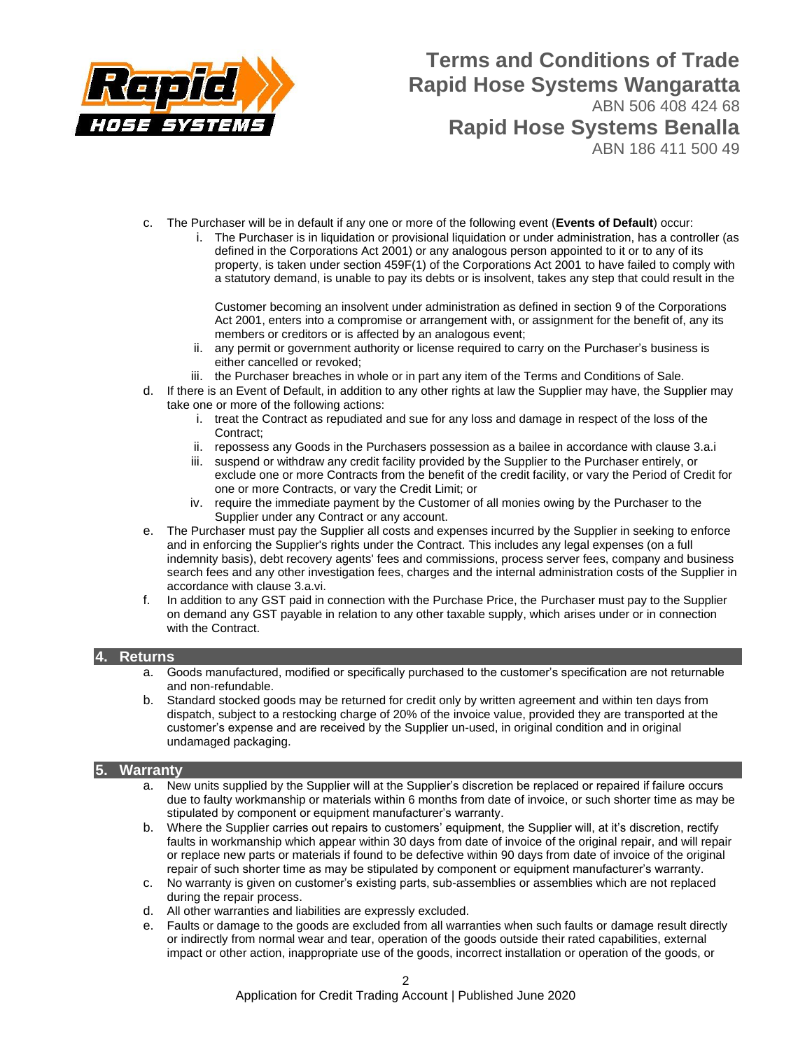c. The Purchaser will be in default if any one or more of the following event (**Events of Default**) occur:
   i. The Purchaser is in liquidation or provisional liquidation or under administration, has a controller (as defined in the Corporations Act 2001) or any analogous person appointed to it or to any of its property, is taken under section 459F(1) of the Corporations Act 2001 to have failed to comply with a statutory demand, is unable to pay its debts or is insolvent, takes any step that could result in the

      Customer becoming an insolvent under administration as defined in section 9 of the Corporations Act 2001, enters into a compromise or arrangement with, or assignment for the benefit of, any its members or creditors or is affected by an analogous event;
   ii. any permit or government authority or license required to carry on the Purchaser's business is either cancelled or revoked;
   iii. the Purchaser breaches in whole or in part any item of the Terms and Conditions of Sale.

d. If there is an Event of Default, in addition to any other rights at law the Supplier may have, the Supplier may take one or more of the following actions:
   i. treat the Contract as repudiated and sue for any loss and damage in respect of the loss of the Contract;
   ii. repossess any Goods in the Purchasers possession as a bailee in accordance with clause 3.a.i
   iii. suspend or withdraw any credit facility provided by the Supplier to the Purchaser entirely, or exclude one or more Contracts from the benefit of the credit facility, or vary the Period of Credit for one or more Contracts, or vary the Credit Limit; or
   iv. require the immediate payment by the Customer of all monies owing by the Purchaser to the Supplier under any Contract or any account.

e. The Purchaser must pay the Supplier all costs and expenses incurred by the Supplier in seeking to enforce and in enforcing the Supplier's rights under the Contract. This includes any legal expenses (on a full indemnity basis), debt recovery agents' fees and commissions, process server fees, company and business search fees and any other investigation fees, charges and the internal administration costs of the Supplier in accordance with clause 3.a.vi.

f. In addition to any GST paid in connection with the Purchase Price, the Purchaser must pay to the Supplier on demand any GST payable in relation to any other taxable supply, which arises under or in connection with the Contract.

## 4. Returns

a. Goods manufactured, modified or specifically purchased to the customer's specification are not returnable and non-refundable.

b. Standard stocked goods may be returned for credit only by written agreement and within ten days from dispatch, subject to a restocking charge of 20% of the invoice value, provided they are transported at the customer's expense and are received by the Supplier un-used, in original condition and in original undamaged packaging.

## 5. Warranty

a. New units supplied by the Supplier will at the Supplier's discretion be replaced or repaired if failure occurs due to faulty workmanship or materials within 6 months from date of invoice, or such shorter time as may be stipulated by component or equipment manufacturer's warranty.

b. Where the Supplier carries out repairs to customers' equipment, the Supplier will, at it's discretion, rectify faults in workmanship which appear within 30 days from date of invoice of the original repair, and will repair or replace new parts or materials if found to be defective within 90 days from date of invoice of the original repair of such shorter time as may be stipulated by component or equipment manufacturer's warranty.

c. No warranty is given on customer's existing parts, sub-assemblies or assemblies which are not replaced during the repair process.

d. All other warranties and liabilities are expressly excluded.

e. Faults or damage to the goods are excluded from all warranties when such faults or damage result directly or indirectly from normal wear and tear, operation of the goods outside their rated capabilities, external impact or other action, inappropriate use of the goods, incorrect installation or operation of the goods, or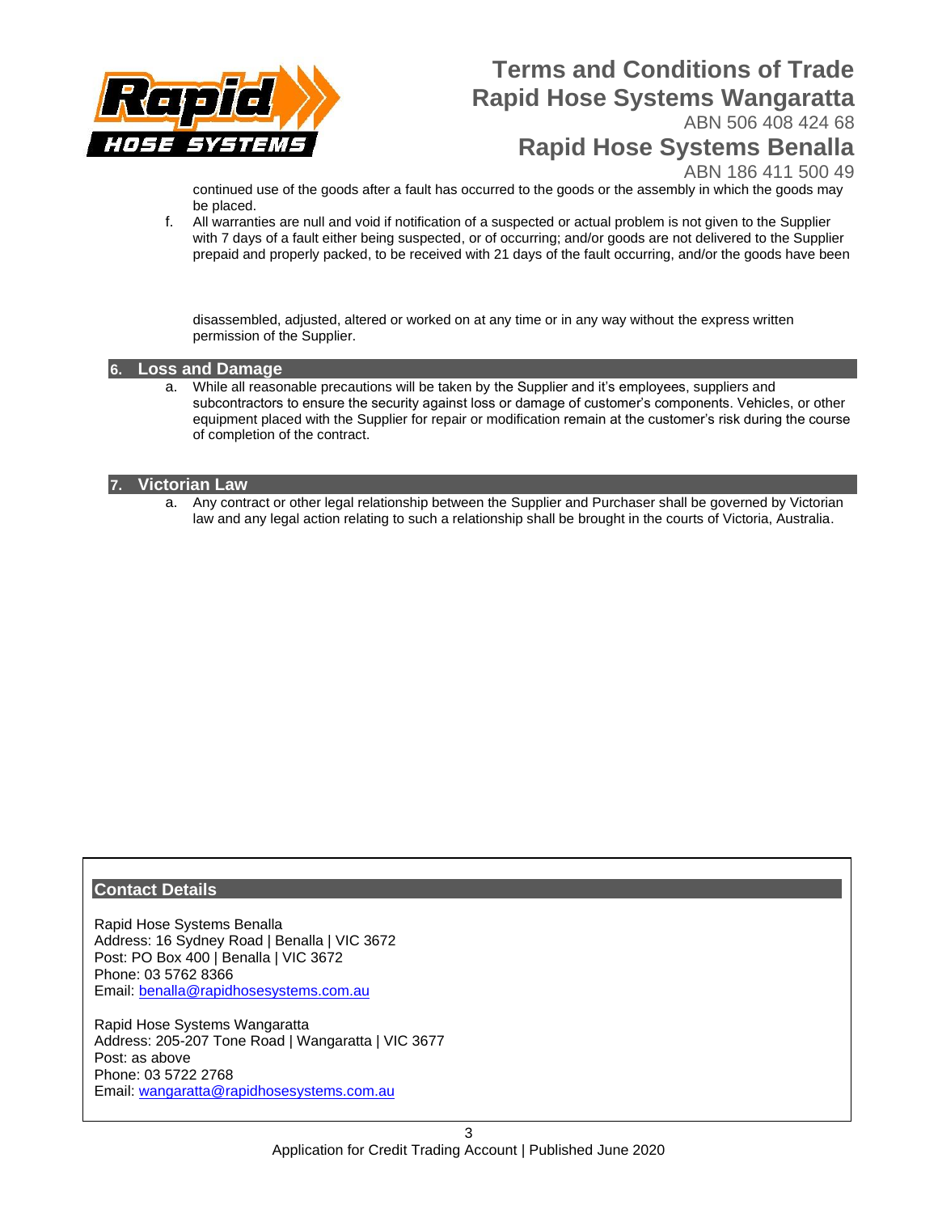continued use of the goods after a fault has occurred to the goods or the assembly in which the goods may be placed.

f. All warranties are null and void if notification of a suspected or actual problem is not given to the Supplier with 7 days of a fault either being suspected, or of occurring; and/or goods are not delivered to the Supplier prepaid and properly packed, to be received with 21 days of the fault occurring, and/or the goods have been disassembled, adjusted, altered or worked on at any time or in any way without the express written permission of the Supplier.

## 6. Loss and Damage

a. While all reasonable precautions will be taken by the Supplier and it's employees, suppliers and subcontractors to ensure the security against loss or damage of customer's components. Vehicles, or other equipment placed with the Supplier for repair or modification remain at the customer's risk during the course of completion of the contract.

## 7. Victorian Law

a. Any contract or other legal relationship between the Supplier and Purchaser shall be governed by Victorian law and any legal action relating to such a relationship shall be brought in the courts of Victoria, Australia.

## Contact Details

Rapid Hose Systems Benalla
Address: 16 Sydney Road | Benalla | VIC 3672
Post: PO Box 400 | Benalla | VIC 3672
Phone: 03 5762 8366
Email: benalla@rapidhosesystems.com.au

Rapid Hose Systems Wangaratta
Address: 205-207 Tone Road | Wangaratta | VIC 3677
Post: as above
Phone: 03 5722 2768
Email: wangaratta@rapidhosesystems.com.au